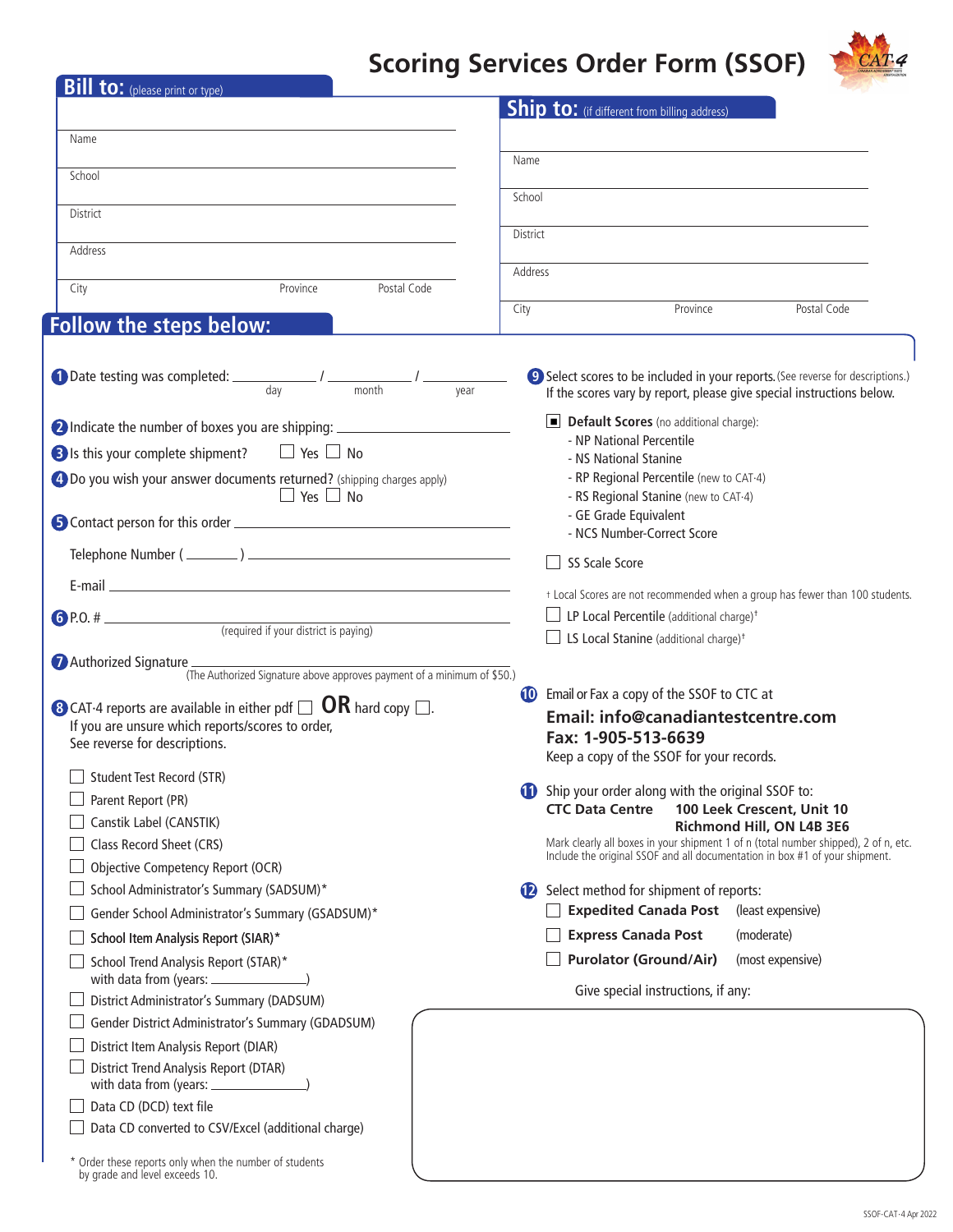# Scoring Services Order Form (SSOF)

## Bill to: (please print or type)

Name

School

District

Address

City Province Postal Code

## Ship to: (if different from billing address)

Name

School

District

Address

City Province Postal Code

## Follow the steps below:

1. Date testing was completed: ____ / ____ / ____ (day / month / year)

2. Indicate the number of boxes you are shipping: ____

3. Is this your complete shipment? ☐ Yes ☐ No

4. Do you wish your answer documents returned? (shipping charges apply) ☐ Yes ☐ No

5. Contact person for this order ____

   Telephone Number ( ____ ) ____

   E-mail ____

6. P.O. # ____ (required if your district is paying)

7. Authorized Signature ____ (The Authorized Signature above approves payment of a minimum of $50.)

8. CAT·4 reports are available in either pdf ☐ **OR** hard copy ☐.
   If you are unsure which reports/scores to order, See reverse for descriptions.

   - ☐ Student Test Record (STR)
   - ☐ Parent Report (PR)
   - ☐ Canstik Label (CANSTIK)
   - ☐ Class Record Sheet (CRS)
   - ☐ Objective Competency Report (OCR)
   - ☐ School Administrator's Summary (SADSUM)*
   - ☐ Gender School Administrator's Summary (GSADSUM)*
   - ☐ School Item Analysis Report (SIAR)*
   - ☐ School Trend Analysis Report (STAR)* with data from (years: ____)
   - ☐ District Administrator's Summary (DADSUM)
   - ☐ Gender District Administrator's Summary (GDADSUM)
   - ☐ District Item Analysis Report (DIAR)
   - ☐ District Trend Analysis Report (DTAR) with data from (years: ____)
   - ☐ Data CD (DCD) text file
   - ☐ Data CD converted to CSV/Excel (additional charge)

   \* Order these reports only when the number of students by grade and level exceeds 10.

9. Select scores to be included in your reports. (See reverse for descriptions.) If the scores vary by report, please give special instructions below.

   - ■ **Default Scores** (no additional charge):
     - NP National Percentile
     - NS National Stanine
     - RP Regional Percentile (new to CAT·4)
     - RS Regional Stanine (new to CAT·4)
     - GE Grade Equivalent
     - NCS Number-Correct Score
   - ☐ SS Scale Score

   † Local Scores are not recommended when a group has fewer than 100 students.

   - ☐ LP Local Percentile (additional charge)†
   - ☐ LS Local Stanine (additional charge)†

10. Email or Fax a copy of the SSOF to CTC at
    **Email: info@canadiantestcentre.com**
    **Fax: 1-905-513-6639**
    Keep a copy of the SSOF for your records.

11. Ship your order along with the original SSOF to:
    **CTC Data Centre 100 Leek Crescent, Unit 10 Richmond Hill, ON L4B 3E6**
    Mark clearly all boxes in your shipment 1 of n (total number shipped), 2 of n, etc. Include the original SSOF and all documentation in box #1 of your shipment.

12. Select method for shipment of reports:
    - ☐ **Expedited Canada Post** (least expensive)
    - ☐ **Express Canada Post** (moderate)
    - ☐ **Purolator (Ground/Air)** (most expensive)

    Give special instructions, if any:

SSOF-CAT-4 Apr 2022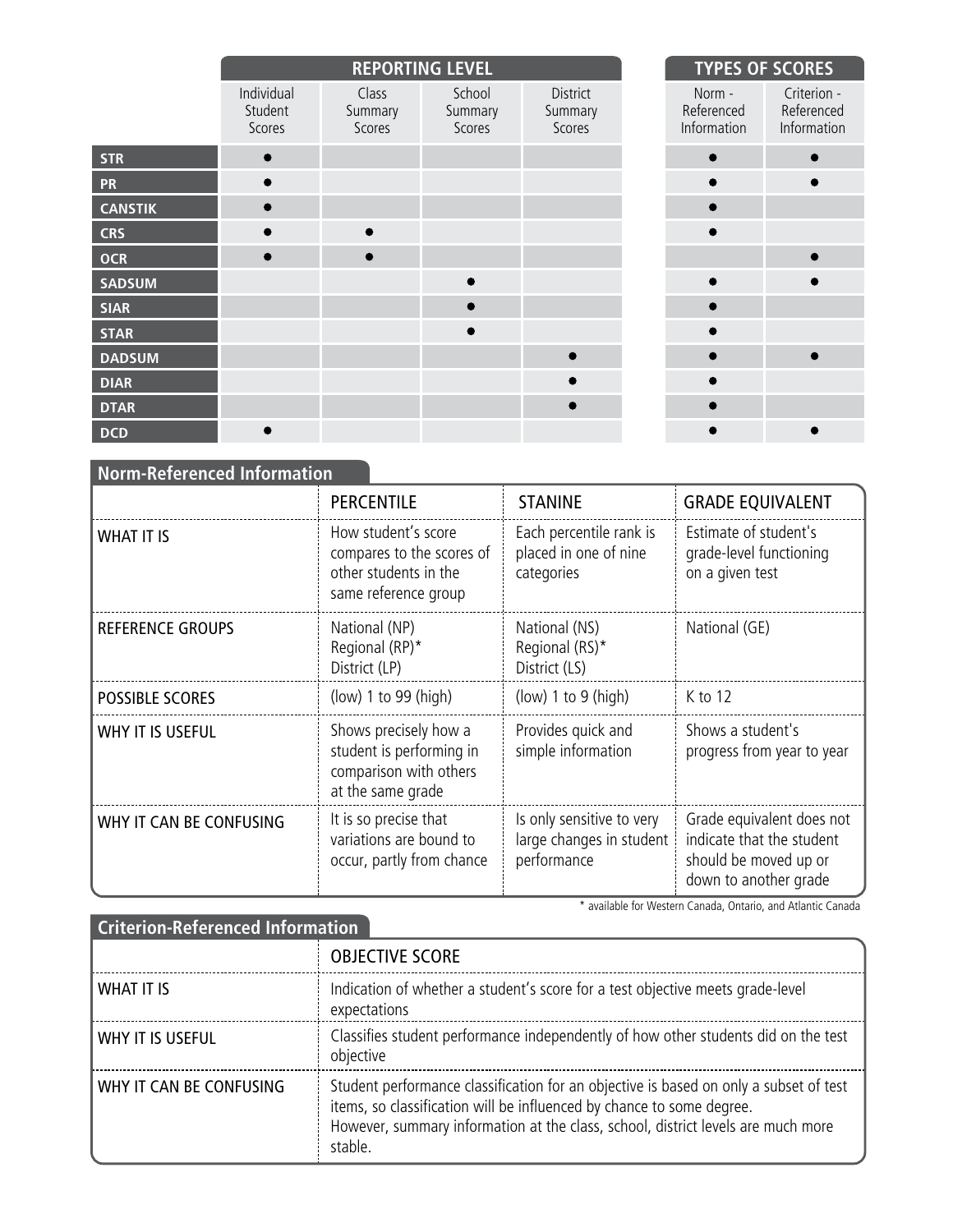| | REPORTING LEVEL | | | | TYPES OF SCORES | |
|---|---|---|---|---|---|---|
| | Individual Student Scores | Class Summary Scores | School Summary Scores | District Summary Scores | Norm - Referenced Information | Criterion - Referenced Information |
| **STR** | ● | | | | ● | ● |
| **PR** | ● | | | | ● | ● |
| **CANSTIK** | ● | | | | ● | |
| **CRS** | ● | ● | | | ● | |
| **OCR** | ● | ● | | | | ● |
| **SADSUM** | | | ● | | ● | ● |
| **SIAR** | | | ● | | ● | |
| **STAR** | | | ● | | ● | |
| **DADSUM** | | | | ● | ● | ● |
| **DIAR** | | | | ● | ● | |
| **DTAR** | | | | ● | ● | |
| **DCD** | ● | | | | ● | ● |

## Norm-Referenced Information

| | PERCENTILE | STANINE | GRADE EQUIVALENT |
|---|---|---|---|
| WHAT IT IS | How student's score compares to the scores of other students in the same reference group | Each percentile rank is placed in one of nine categories | Estimate of student's grade-level functioning on a given test |
| REFERENCE GROUPS | National (NP)<br>Regional (RP)*<br>District (LP) | National (NS)<br>Regional (RS)*<br>District (LS) | National (GE) |
| POSSIBLE SCORES | (low) 1 to 99 (high) | (low) 1 to 9 (high) | K to 12 |
| WHY IT IS USEFUL | Shows precisely how a student is performing in comparison with others at the same grade | Provides quick and simple information | Shows a student's progress from year to year |
| WHY IT CAN BE CONFUSING | It is so precise that variations are bound to occur, partly from chance | Is only sensitive to very large changes in student performance | Grade equivalent does not indicate that the student should be moved up or down to another grade |

* available for Western Canada, Ontario, and Atlantic Canada

## Criterion-Referenced Information

| | OBJECTIVE SCORE |
|---|---|
| WHAT IT IS | Indication of whether a student's score for a test objective meets grade-level expectations |
| WHY IT IS USEFUL | Classifies student performance independently of how other students did on the test objective |
| WHY IT CAN BE CONFUSING | Student performance classification for an objective is based on only a subset of test items, so classification will be influenced by chance to some degree.<br>However, summary information at the class, school, district levels are much more stable. |